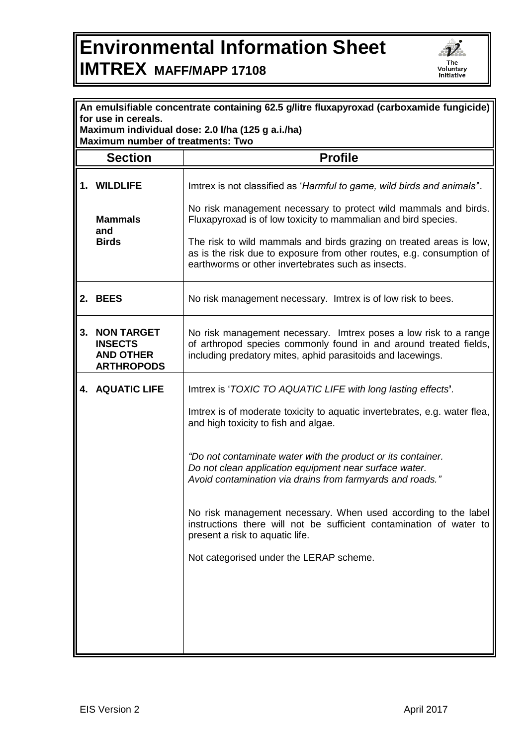# Environmental Information Sheet

## IMTREX MAFF/MAPP 17108

**An emulsifiable concentrate containing 62.5 g/litre fluxapyroxad (carboxamide fungicide) for use in cereals.**
**Maximum individual dose: 2.0 l/ha (125 g a.i./ha)**
**Maximum number of treatments: Two**

| Section | Profile |
|---|---|
| **1. WILDLIFE**<br><br>**Mammals and Birds** | Imtrex is not classified as '*Harmful to game, wild birds and animals*'.<br><br>No risk management necessary to protect wild mammals and birds. Fluxapyroxad is of low toxicity to mammalian and bird species.<br><br>The risk to wild mammals and birds grazing on treated areas is low, as is the risk due to exposure from other routes, e.g. consumption of earthworms or other invertebrates such as insects. |
| **2. BEES** | No risk management necessary. Imtrex is of low risk to bees. |
| **3. NON TARGET INSECTS AND OTHER ARTHROPODS** | No risk management necessary. Imtrex poses a low risk to a range of arthropod species commonly found in and around treated fields, including predatory mites, aphid parasitoids and lacewings. |
| **4. AQUATIC LIFE** | Imtrex is '*TOXIC TO AQUATIC LIFE with long lasting effects*'.<br><br>Imtrex is of moderate toxicity to aquatic invertebrates, e.g. water flea, and high toxicity to fish and algae.<br><br>*"Do not contaminate water with the product or its container. Do not clean application equipment near surface water. Avoid contamination via drains from farmyards and roads."*<br><br>No risk management necessary. When used according to the label instructions there will not be sufficient contamination of water to present a risk to aquatic life.<br><br>Not categorised under the LERAP scheme. |

EIS Version 2 April 2017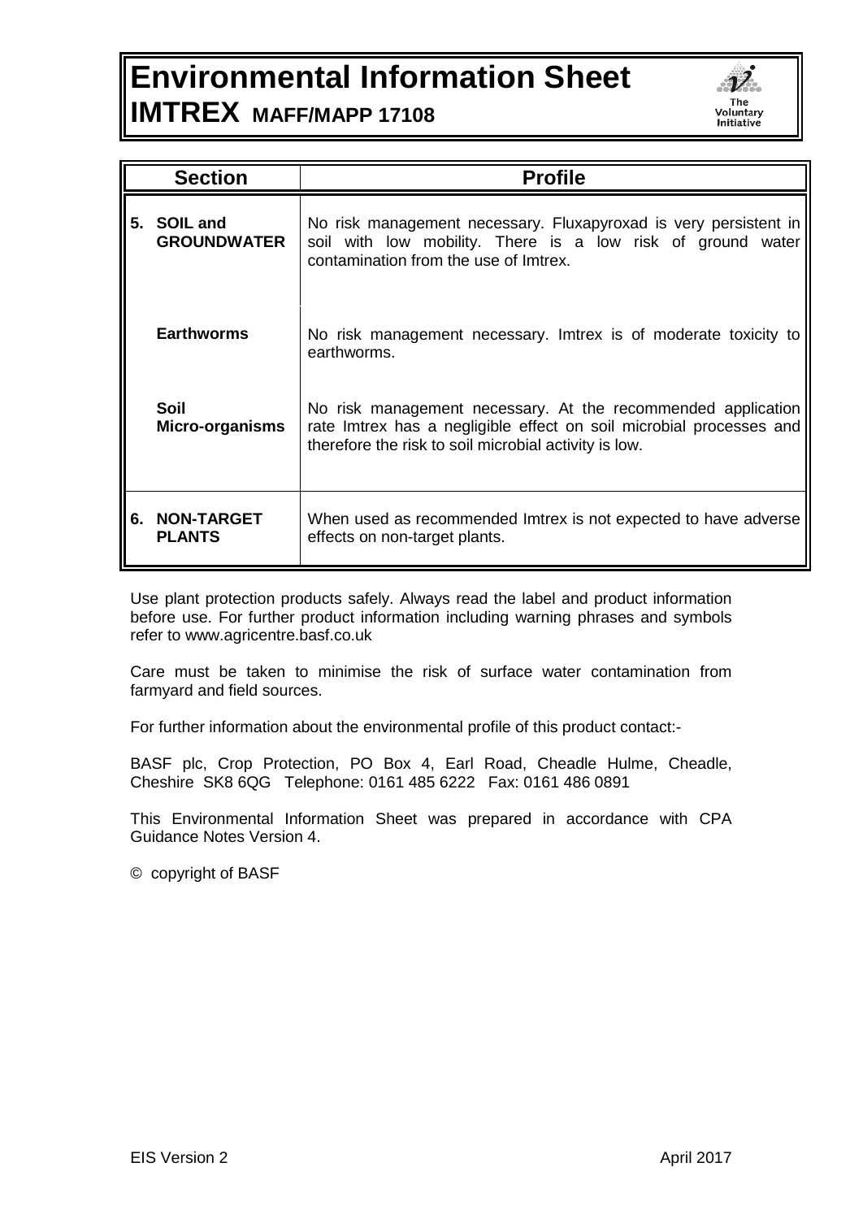# Environmental Information Sheet

## IMTREX MAFF/MAPP 17108

| Section | Profile |
|---|---|
| **5. SOIL and GROUNDWATER** | No risk management necessary. Fluxapyroxad is very persistent in soil with low mobility. There is a low risk of ground water contamination from the use of Imtrex. |
| **Earthworms** | No risk management necessary. Imtrex is of moderate toxicity to earthworms. |
| **Soil Micro-organisms** | No risk management necessary. At the recommended application rate Imtrex has a negligible effect on soil microbial processes and therefore the risk to soil microbial activity is low. |
| **6. NON-TARGET PLANTS** | When used as recommended Imtrex is not expected to have adverse effects on non-target plants. |

Use plant protection products safely. Always read the label and product information before use. For further product information including warning phrases and symbols refer to www.agricentre.basf.co.uk

Care must be taken to minimise the risk of surface water contamination from farmyard and field sources.

For further information about the environmental profile of this product contact:-

BASF plc, Crop Protection, PO Box 4, Earl Road, Cheadle Hulme, Cheadle, Cheshire SK8 6QG Telephone: 0161 485 6222 Fax: 0161 486 0891

This Environmental Information Sheet was prepared in accordance with CPA Guidance Notes Version 4.

© copyright of BASF

EIS Version 2 April 2017